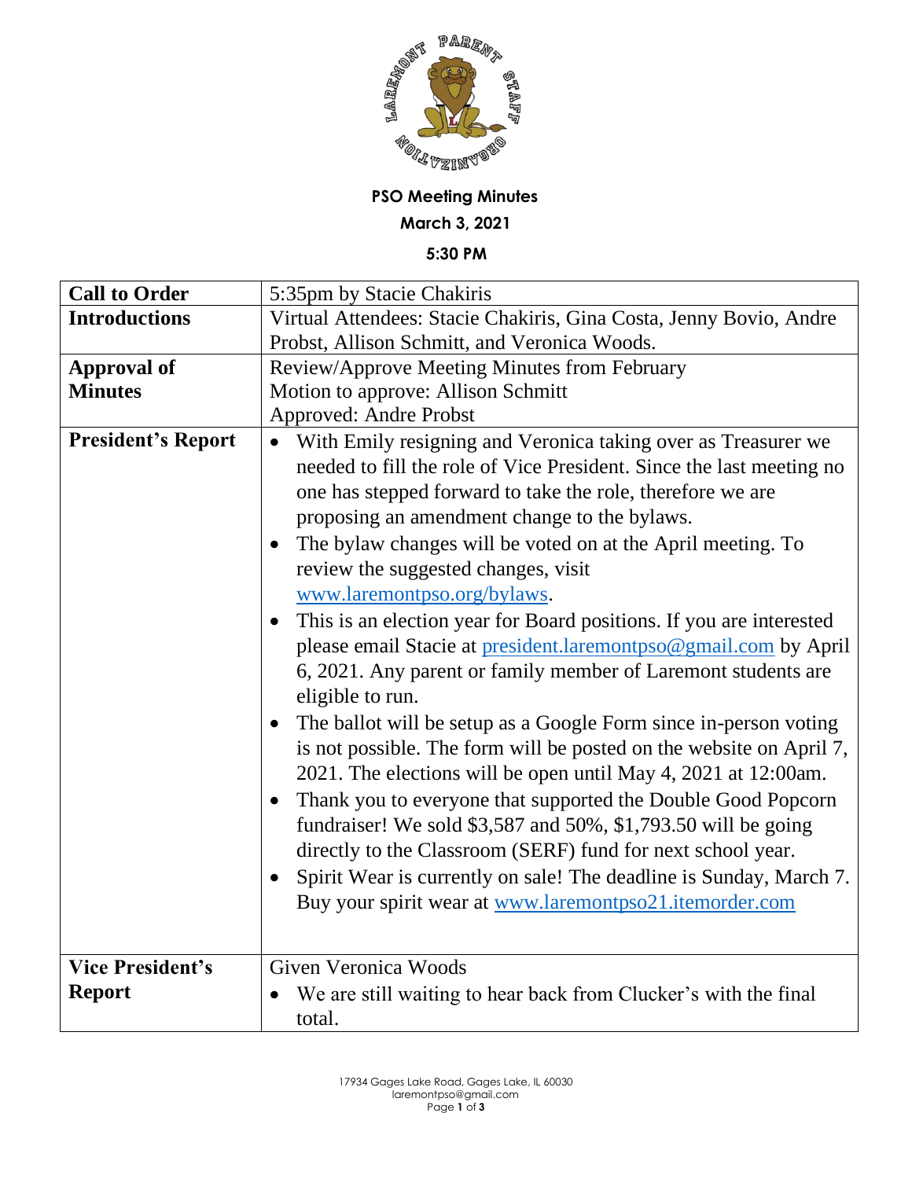**PSO Meeting Minutes**

**March 3, 2021**

**5:30 PM**

| | |
|---|---|
| **Call to Order** | 5:35pm by Stacie Chakiris |
| **Introductions** | Virtual Attendees: Stacie Chakiris, Gina Costa, Jenny Bovio, Andre Probst, Allison Schmitt, and Veronica Woods. |
| **Approval of Minutes** | Review/Approve Meeting Minutes from February<br>Motion to approve: Allison Schmitt<br>Approved: Andre Probst |
| **President's Report** | • With Emily resigning and Veronica taking over as Treasurer we needed to fill the role of Vice President. Since the last meeting no one has stepped forward to take the role, therefore we are proposing an amendment change to the bylaws.<br>• The bylaw changes will be voted on at the April meeting. To review the suggested changes, visit www.laremontpso.org/bylaws.<br>• This is an election year for Board positions. If you are interested please email Stacie at president.laremontpso@gmail.com by April 6, 2021. Any parent or family member of Laremont students are eligible to run.<br>• The ballot will be setup as a Google Form since in-person voting is not possible. The form will be posted on the website on April 7, 2021. The elections will be open until May 4, 2021 at 12:00am.<br>• Thank you to everyone that supported the Double Good Popcorn fundraiser! We sold $3,587 and 50%, $1,793.50 will be going directly to the Classroom (SERF) fund for next school year.<br>• Spirit Wear is currently on sale! The deadline is Sunday, March 7. Buy your spirit wear at www.laremontpso21.itemorder.com |
| **Vice President's Report** | Given Veronica Woods<br>• We are still waiting to hear back from Clucker's with the final total. |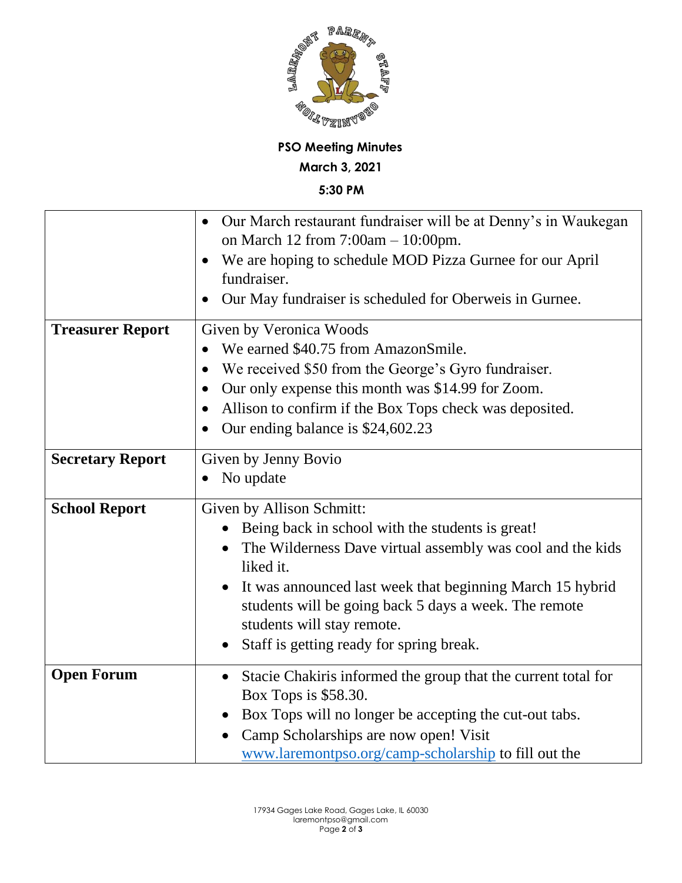**PSO Meeting Minutes**

**March 3, 2021**

**5:30 PM**

| | |
|---|---|
| | • Our March restaurant fundraiser will be at Denny's in Waukegan on March 12 from 7:00am – 10:00pm.<br>• We are hoping to schedule MOD Pizza Gurnee for our April fundraiser.<br>• Our May fundraiser is scheduled for Oberweis in Gurnee. |
| **Treasurer Report** | Given by Veronica Woods<br>• We earned $40.75 from AmazonSmile.<br>• We received $50 from the George's Gyro fundraiser.<br>• Our only expense this month was $14.99 for Zoom.<br>• Allison to confirm if the Box Tops check was deposited.<br>• Our ending balance is $24,602.23 |
| **Secretary Report** | Given by Jenny Bovio<br>• No update |
| **School Report** | Given by Allison Schmitt:<br>• Being back in school with the students is great!<br>• The Wilderness Dave virtual assembly was cool and the kids liked it.<br>• It was announced last week that beginning March 15 hybrid students will be going back 5 days a week. The remote students will stay remote.<br>• Staff is getting ready for spring break. |
| **Open Forum** | • Stacie Chakiris informed the group that the current total for Box Tops is $58.30.<br>• Box Tops will no longer be accepting the cut-out tabs.<br>• Camp Scholarships are now open! Visit [www.laremontpso.org/camp-scholarship](http://www.laremontpso.org/camp-scholarship) to fill out the |

17934 Gages Lake Road, Gages Lake, IL 60030
laremontpso@gmail.com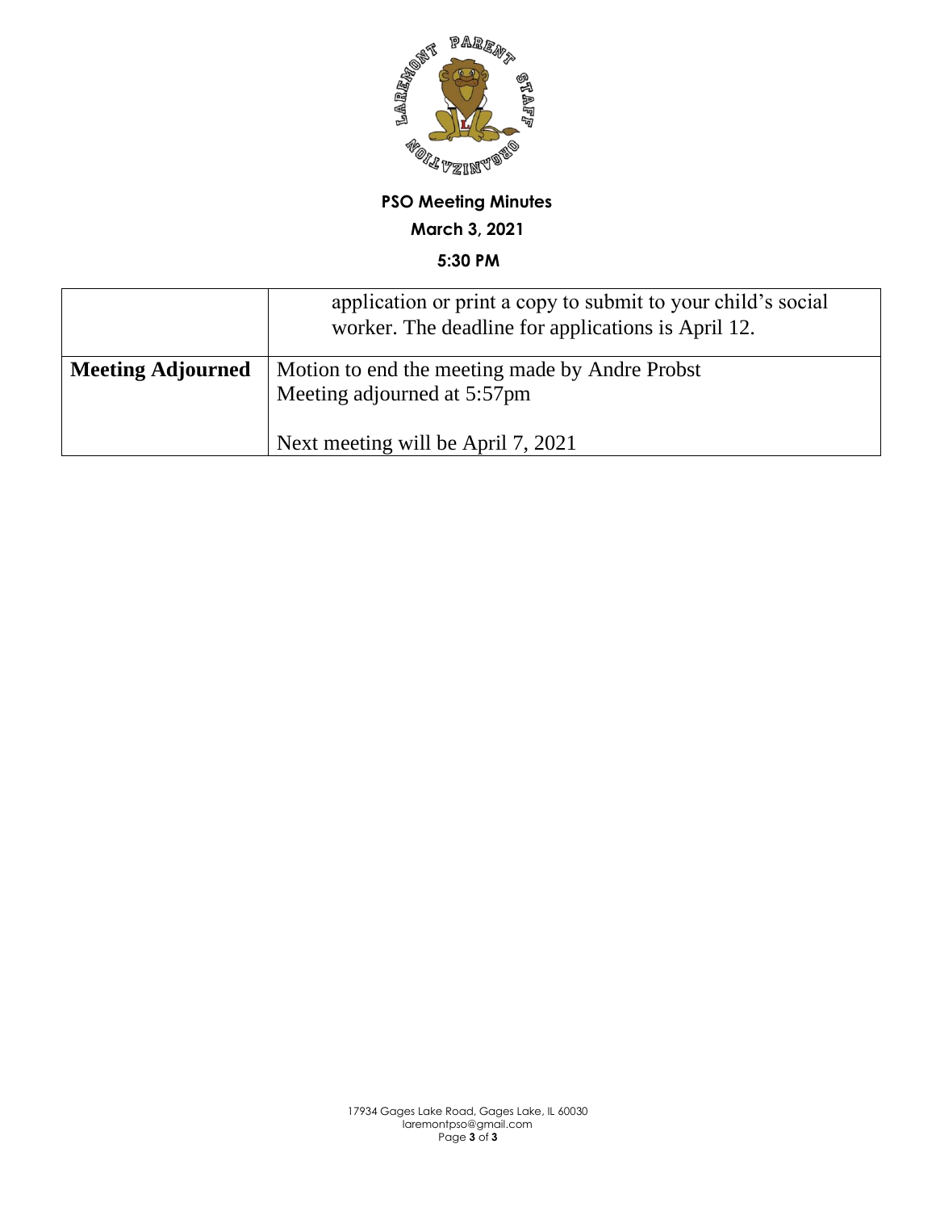**PSO Meeting Minutes**

**March 3, 2021**

**5:30 PM**

| | |
|---|---|
| | application or print a copy to submit to your child's social worker. The deadline for applications is April 12. |
| **Meeting Adjourned** | Motion to end the meeting made by Andre Probst<br>Meeting adjourned at 5:57pm<br><br>Next meeting will be April 7, 2021 |

17934 Gages Lake Road, Gages Lake, IL 60030
laremontpso@gmail.com